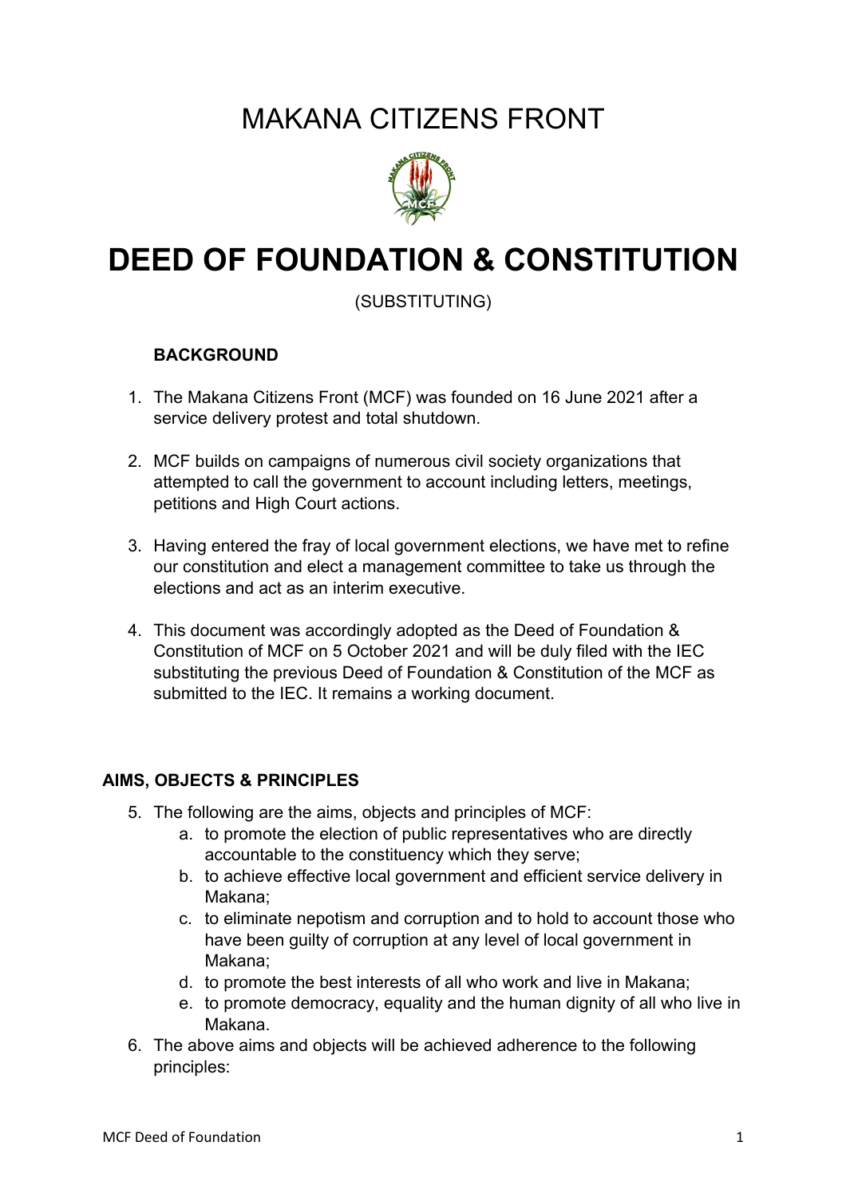# MAKANA CITIZENS FRONT

# DEED OF FOUNDATION & CONSTITUTION

(SUBSTITUTING)

## BACKGROUND

1. The Makana Citizens Front (MCF) was founded on 16 June 2021 after a service delivery protest and total shutdown.

2. MCF builds on campaigns of numerous civil society organizations that attempted to call the government to account including letters, meetings, petitions and High Court actions.

3. Having entered the fray of local government elections, we have met to refine our constitution and elect a management committee to take us through the elections and act as an interim executive.

4. This document was accordingly adopted as the Deed of Foundation & Constitution of MCF on 5 October 2021 and will be duly filed with the IEC substituting the previous Deed of Foundation & Constitution of the MCF as submitted to the IEC. It remains a working document.

## AIMS, OBJECTS & PRINCIPLES

5. The following are the aims, objects and principles of MCF:
   a. to promote the election of public representatives who are directly accountable to the constituency which they serve;
   b. to achieve effective local government and efficient service delivery in Makana;
   c. to eliminate nepotism and corruption and to hold to account those who have been guilty of corruption at any level of local government in Makana;
   d. to promote the best interests of all who work and live in Makana;
   e. to promote democracy, equality and the human dignity of all who live in Makana.
6. The above aims and objects will be achieved adherence to the following principles: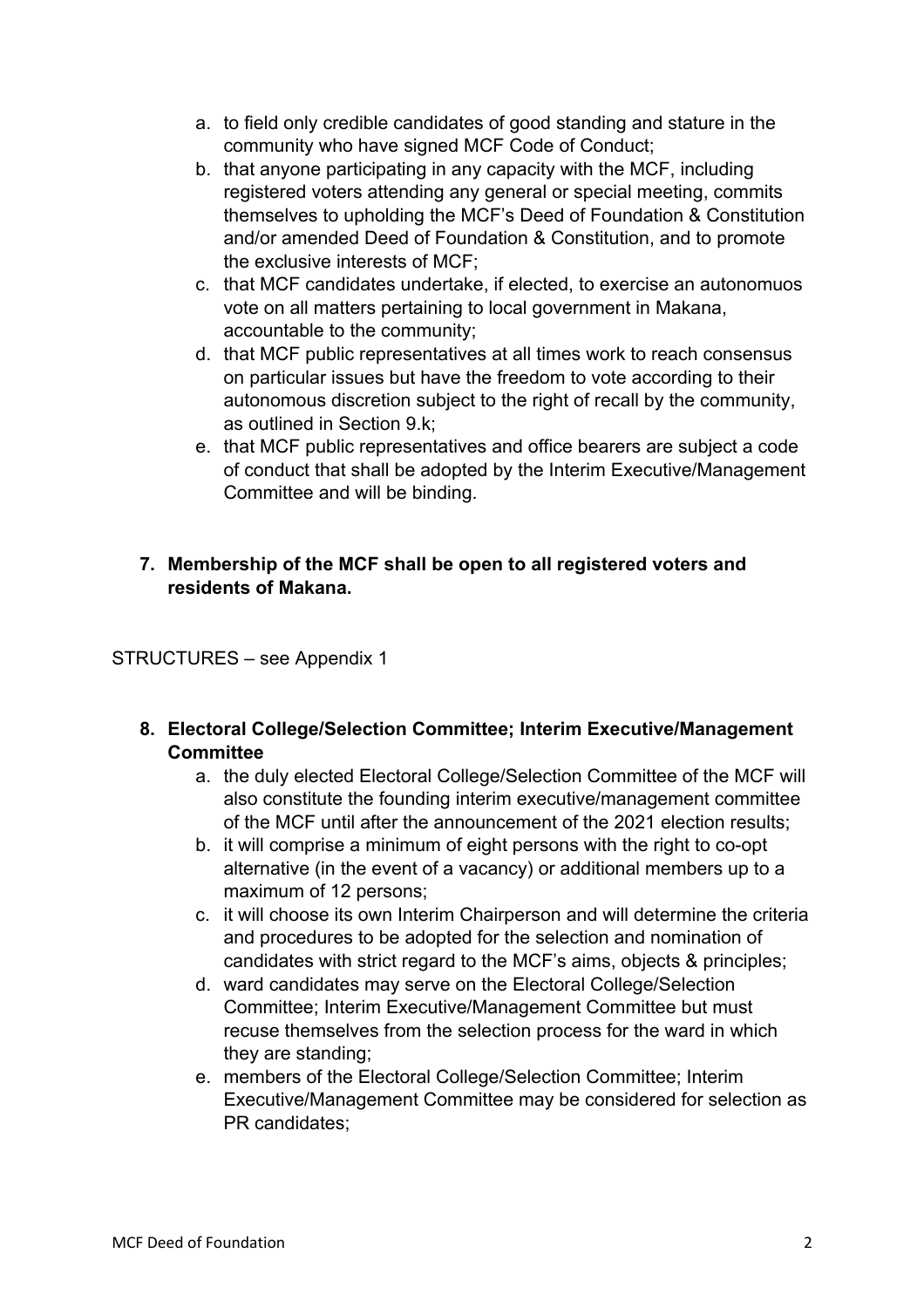a. to field only credible candidates of good standing and stature in the community who have signed MCF Code of Conduct;
b. that anyone participating in any capacity with the MCF, including registered voters attending any general or special meeting, commits themselves to upholding the MCF's Deed of Foundation & Constitution and/or amended Deed of Foundation & Constitution, and to promote the exclusive interests of MCF;
c. that MCF candidates undertake, if elected, to exercise an autonomuos vote on all matters pertaining to local government in Makana, accountable to the community;
d. that MCF public representatives at all times work to reach consensus on particular issues but have the freedom to vote according to their autonomous discretion subject to the right of recall by the community, as outlined in Section 9.k;
e. that MCF public representatives and office bearers are subject a code of conduct that shall be adopted by the Interim Executive/Management Committee and will be binding.

**7. Membership of the MCF shall be open to all registered voters and residents of Makana.**

STRUCTURES – see Appendix 1

**8. Electoral College/Selection Committee; Interim Executive/Management Committee**

a. the duly elected Electoral College/Selection Committee of the MCF will also constitute the founding interim executive/management committee of the MCF until after the announcement of the 2021 election results;
b. it will comprise a minimum of eight persons with the right to co-opt alternative (in the event of a vacancy) or additional members up to a maximum of 12 persons;
c. it will choose its own Interim Chairperson and will determine the criteria and procedures to be adopted for the selection and nomination of candidates with strict regard to the MCF's aims, objects & principles;
d. ward candidates may serve on the Electoral College/Selection Committee; Interim Executive/Management Committee but must recuse themselves from the selection process for the ward in which they are standing;
e. members of the Electoral College/Selection Committee; Interim Executive/Management Committee may be considered for selection as PR candidates;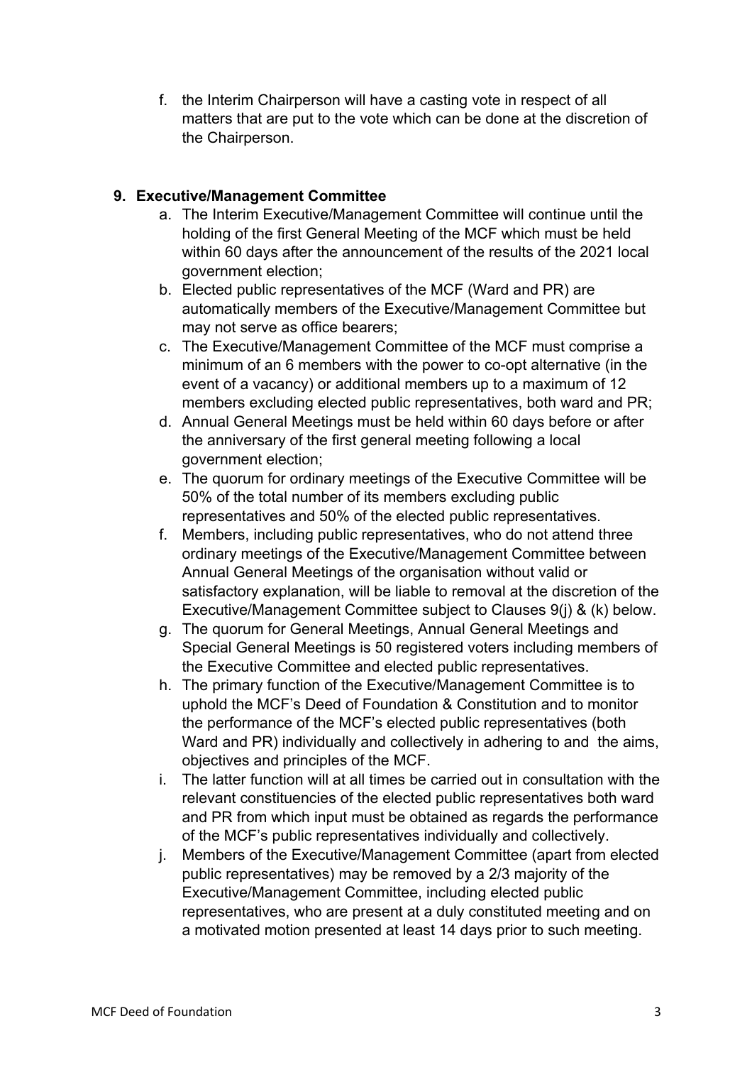f. the Interim Chairperson will have a casting vote in respect of all matters that are put to the vote which can be done at the discretion of the Chairperson.

## 9. Executive/Management Committee

a. The Interim Executive/Management Committee will continue until the holding of the first General Meeting of the MCF which must be held within 60 days after the announcement of the results of the 2021 local government election;

b. Elected public representatives of the MCF (Ward and PR) are automatically members of the Executive/Management Committee but may not serve as office bearers;

c. The Executive/Management Committee of the MCF must comprise a minimum of an 6 members with the power to co-opt alternative (in the event of a vacancy) or additional members up to a maximum of 12 members excluding elected public representatives, both ward and PR;

d. Annual General Meetings must be held within 60 days before or after the anniversary of the first general meeting following a local government election;

e. The quorum for ordinary meetings of the Executive Committee will be 50% of the total number of its members excluding public representatives and 50% of the elected public representatives.

f. Members, including public representatives, who do not attend three ordinary meetings of the Executive/Management Committee between Annual General Meetings of the organisation without valid or satisfactory explanation, will be liable to removal at the discretion of the Executive/Management Committee subject to Clauses 9(j) & (k) below.

g. The quorum for General Meetings, Annual General Meetings and Special General Meetings is 50 registered voters including members of the Executive Committee and elected public representatives.

h. The primary function of the Executive/Management Committee is to uphold the MCF's Deed of Foundation & Constitution and to monitor the performance of the MCF's elected public representatives (both Ward and PR) individually and collectively in adhering to and the aims, objectives and principles of the MCF.

i. The latter function will at all times be carried out in consultation with the relevant constituencies of the elected public representatives both ward and PR from which input must be obtained as regards the performance of the MCF's public representatives individually and collectively.

j. Members of the Executive/Management Committee (apart from elected public representatives) may be removed by a 2/3 majority of the Executive/Management Committee, including elected public representatives, who are present at a duly constituted meeting and on a motivated motion presented at least 14 days prior to such meeting.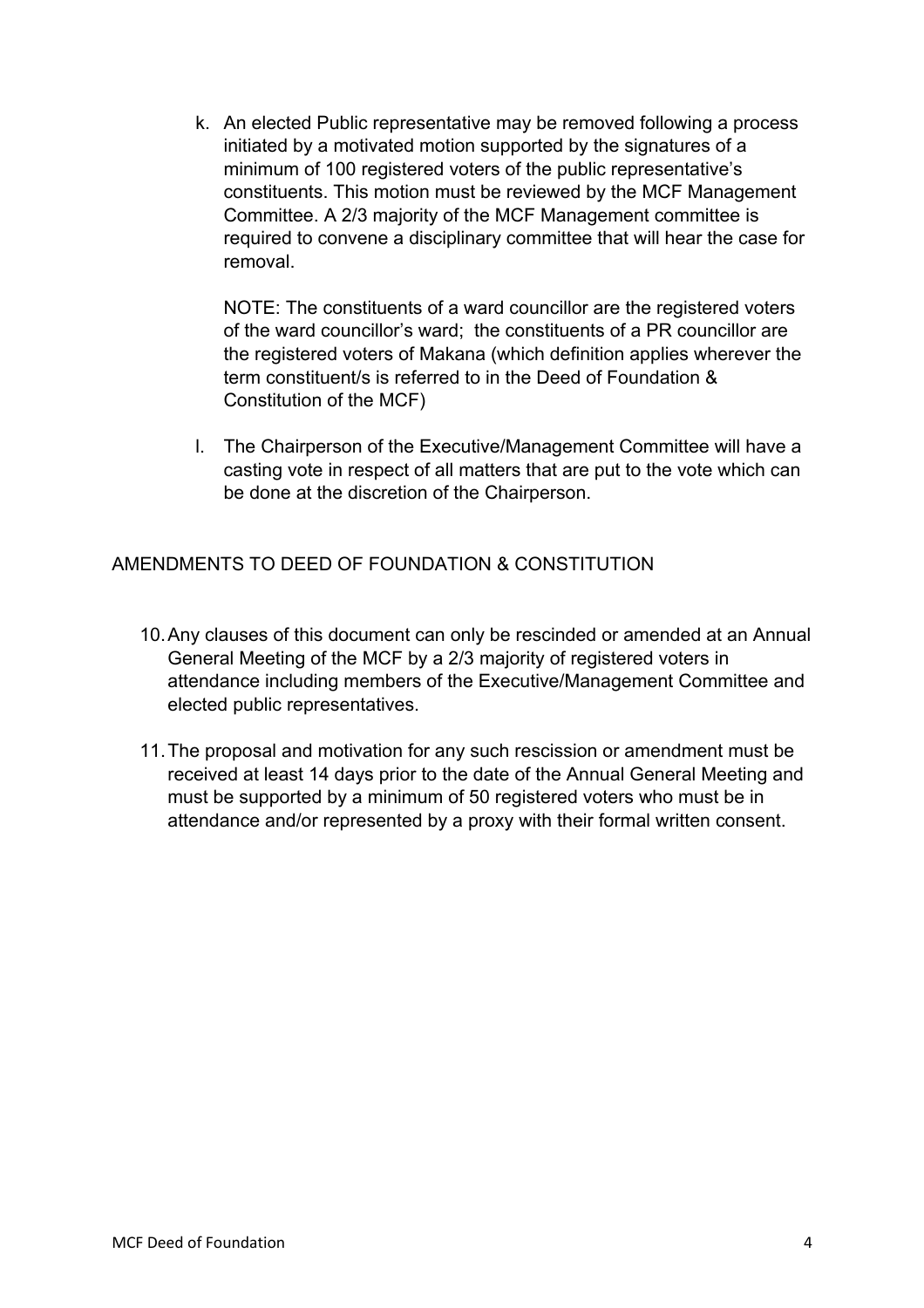k. An elected Public representative may be removed following a process initiated by a motivated motion supported by the signatures of a minimum of 100 registered voters of the public representative's constituents. This motion must be reviewed by the MCF Management Committee. A 2/3 majority of the MCF Management committee is required to convene a disciplinary committee that will hear the case for removal.

   NOTE: The constituents of a ward councillor are the registered voters of the ward councillor's ward; the constituents of a PR councillor are the registered voters of Makana (which definition applies wherever the term constituent/s is referred to in the Deed of Foundation & Constitution of the MCF)

l. The Chairperson of the Executive/Management Committee will have a casting vote in respect of all matters that are put to the vote which can be done at the discretion of the Chairperson.

## AMENDMENTS TO DEED OF FOUNDATION & CONSTITUTION

10. Any clauses of this document can only be rescinded or amended at an Annual General Meeting of the MCF by a 2/3 majority of registered voters in attendance including members of the Executive/Management Committee and elected public representatives.

11. The proposal and motivation for any such rescission or amendment must be received at least 14 days prior to the date of the Annual General Meeting and must be supported by a minimum of 50 registered voters who must be in attendance and/or represented by a proxy with their formal written consent.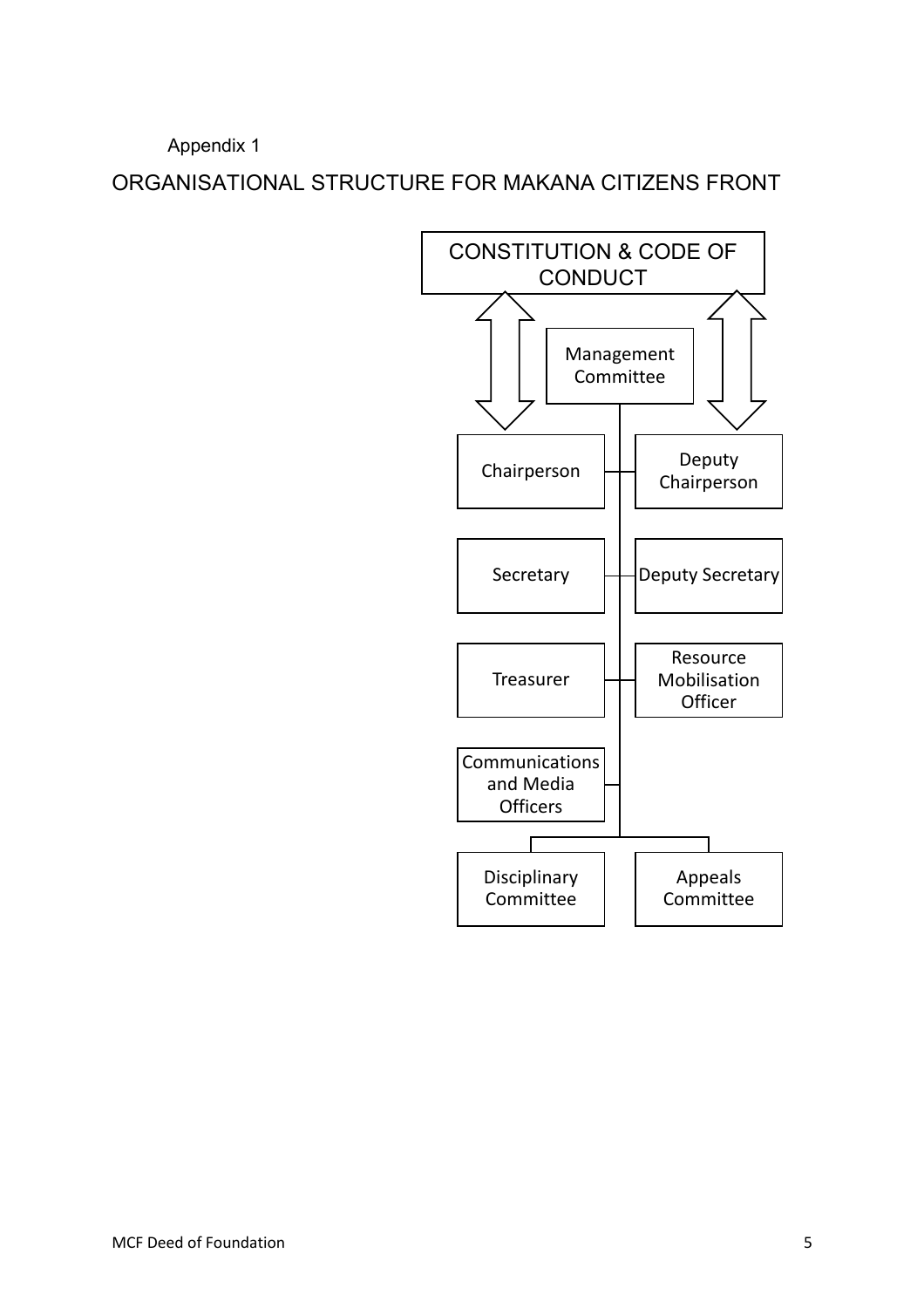Appendix 1

## ORGANISATIONAL STRUCTURE FOR MAKANA CITIZENS FRONT

CONSTITUTION & CODE OF CONDUCT

Management Committee

Chairperson

Deputy Chairperson

Secretary

Deputy Secretary

Treasurer

Resource Mobilisation Officer

Communications and Media Officers

Disciplinary Committee

Appeals Committee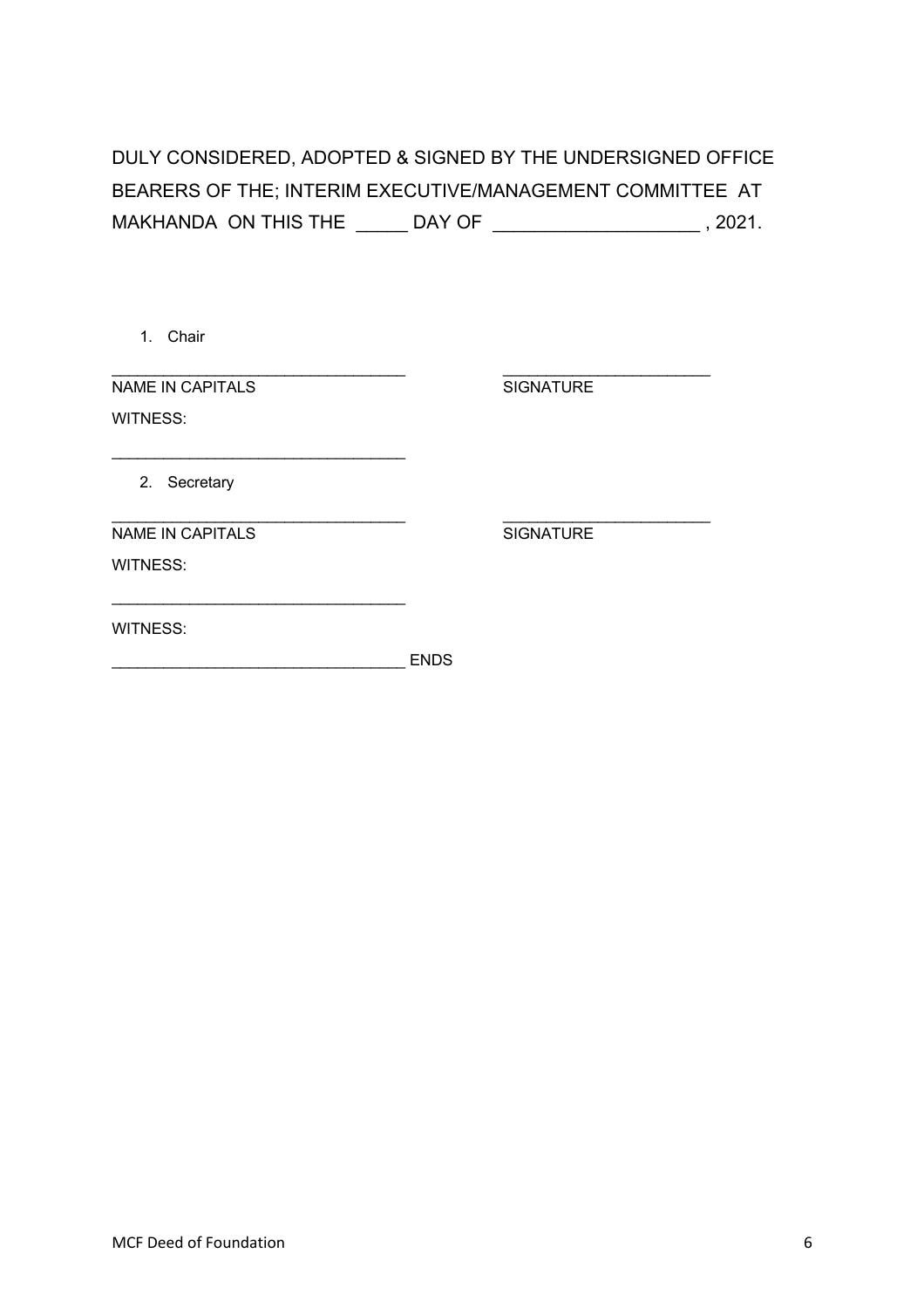DULY CONSIDERED, ADOPTED & SIGNED BY THE UNDERSIGNED OFFICE BEARERS OF THE; INTERIM EXECUTIVE/MANAGEMENT COMMITTEE AT MAKHANDA ON THIS THE _____ DAY OF ____________________ , 2021.

1. Chair

_________________________________ _______________________

NAME IN CAPITALS SIGNATURE

WITNESS:

_________________________________

2. Secretary

_________________________________ _______________________

NAME IN CAPITALS SIGNATURE

WITNESS:

_________________________________

WITNESS:

_________________________________ ENDS